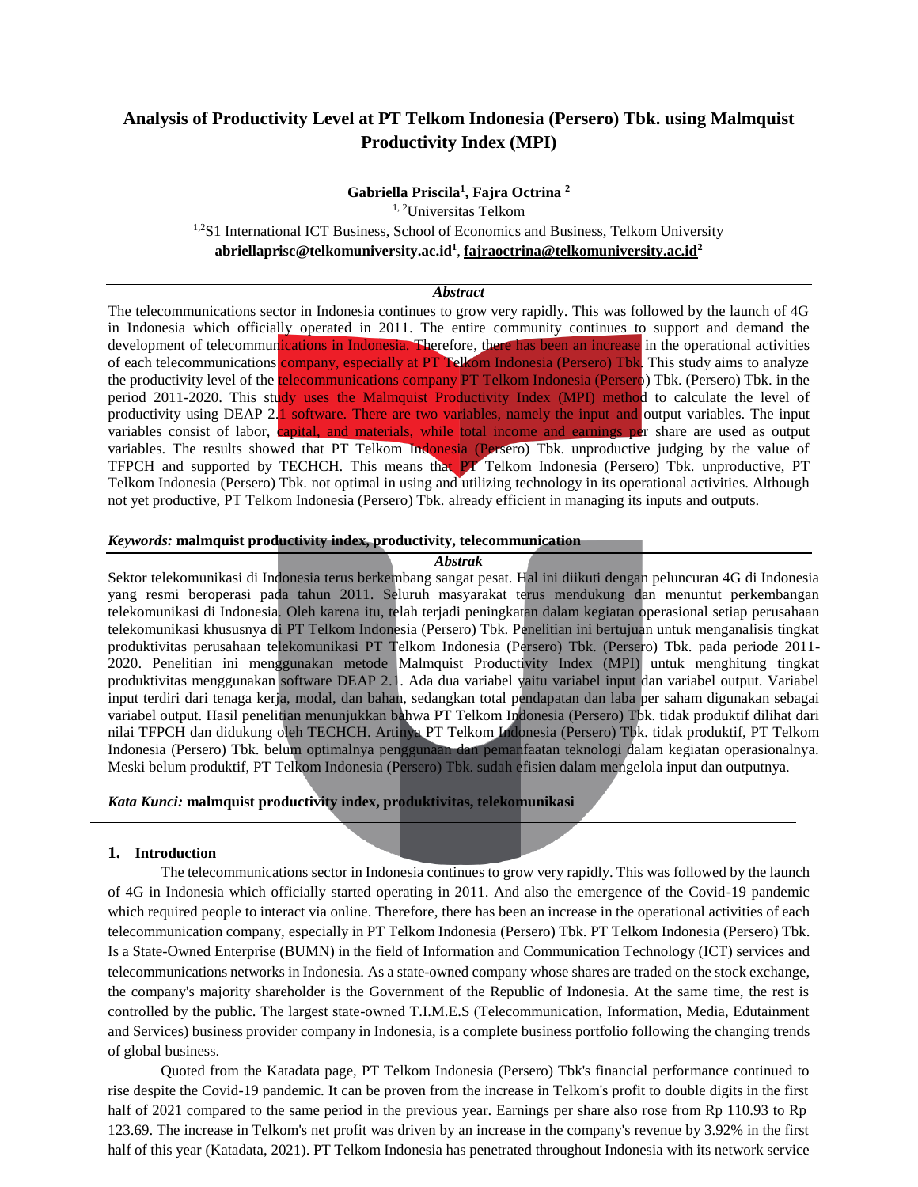# Analysis of Productivity Level at PT Telkom Indonesia (Persero) Tbk. using Malmquist Productivity Index (MPI)

**Gabriella Priscila[1], Fajra Octrina [2]**

[1, 2]Universitas Telkom

[1,2]S1 International ICT Business, School of Economics and Business, Telkom University

**abriellaprisc@telkomuniversity.ac.id[1], fajraoctrina@telkomuniversity.ac.id[2]**

***Abstract***

The telecommunications sector in Indonesia continues to grow very rapidly. This was followed by the launch of 4G in Indonesia which officially operated in 2011. The entire community continues to support and demand the development of telecommunications in Indonesia. Therefore, there has been an increase in the operational activities of each telecommunications company, especially at PT Telkom Indonesia (Persero) Tbk. This study aims to analyze the productivity level of the telecommunications company PT Telkom Indonesia (Persero) Tbk. (Persero) Tbk. in the period 2011-2020. This study uses the Malmquist Productivity Index (MPI) method to calculate the level of productivity using DEAP 2.1 software. There are two variables, namely the input and output variables. The input variables consist of labor, capital, and materials, while total income and earnings per share are used as output variables. The results showed that PT Telkom Indonesia (Persero) Tbk. unproductive judging by the value of TFPCH and supported by TECHCH. This means that PT Telkom Indonesia (Persero) Tbk. unproductive, PT Telkom Indonesia (Persero) Tbk. not optimal in using and utilizing technology in its operational activities. Although not yet productive, PT Telkom Indonesia (Persero) Tbk. already efficient in managing its inputs and outputs.

***Keywords:*** **malmquist productivity index, productivity, telecommunication**

***Abstrak***

Sektor telekomunikasi di Indonesia terus berkembang sangat pesat. Hal ini diikuti dengan peluncuran 4G di Indonesia yang resmi beroperasi pada tahun 2011. Seluruh masyarakat terus mendukung dan menuntut perkembangan telekomunikasi di Indonesia. Oleh karena itu, telah terjadi peningkatan dalam kegiatan operasional setiap perusahaan telekomunikasi khususnya di PT Telkom Indonesia (Persero) Tbk. Penelitian ini bertujuan untuk menganalisis tingkat produktivitas perusahaan telekomunikasi PT Telkom Indonesia (Persero) Tbk. (Persero) Tbk. pada periode 2011-2020. Penelitian ini menggunakan metode Malmquist Productivity Index (MPI) untuk menghitung tingkat produktivitas menggunakan software DEAP 2.1. Ada dua variabel yaitu variabel input dan variabel output. Variabel input terdiri dari tenaga kerja, modal, dan bahan, sedangkan total pendapatan dan laba per saham digunakan sebagai variabel output. Hasil penelitian menunjukkan bahwa PT Telkom Indonesia (Persero) Tbk. tidak produktif dilihat dari nilai TFPCH dan didukung oleh TECHCH. Artinya PT Telkom Indonesia (Persero) Tbk. tidak produktif, PT Telkom Indonesia (Persero) Tbk. belum optimalnya penggunaan dan pemanfaatan teknologi dalam kegiatan operasionalnya. Meski belum produktif, PT Telkom Indonesia (Persero) Tbk. sudah efisien dalam mengelola input dan outputnya.

***Kata Kunci:*** **malmquist productivity index, produktivitas, telekomunikasi**

## 1. Introduction

The telecommunications sector in Indonesia continues to grow very rapidly. This was followed by the launch of 4G in Indonesia which officially started operating in 2011. And also the emergence of the Covid-19 pandemic which required people to interact via online. Therefore, there has been an increase in the operational activities of each telecommunication company, especially in PT Telkom Indonesia (Persero) Tbk. PT Telkom Indonesia (Persero) Tbk. Is a State-Owned Enterprise (BUMN) in the field of Information and Communication Technology (ICT) services and telecommunications networks in Indonesia. As a state-owned company whose shares are traded on the stock exchange, the company's majority shareholder is the Government of the Republic of Indonesia. At the same time, the rest is controlled by the public. The largest state-owned T.I.M.E.S (Telecommunication, Information, Media, Edutainment and Services) business provider company in Indonesia, is a complete business portfolio following the changing trends of global business.

Quoted from the Katadata page, PT Telkom Indonesia (Persero) Tbk's financial performance continued to rise despite the Covid-19 pandemic. It can be proven from the increase in Telkom's profit to double digits in the first half of 2021 compared to the same period in the previous year. Earnings per share also rose from Rp 110.93 to Rp 123.69. The increase in Telkom's net profit was driven by an increase in the company's revenue by 3.92% in the first half of this year (Katadata, 2021). PT Telkom Indonesia has penetrated throughout Indonesia with its network service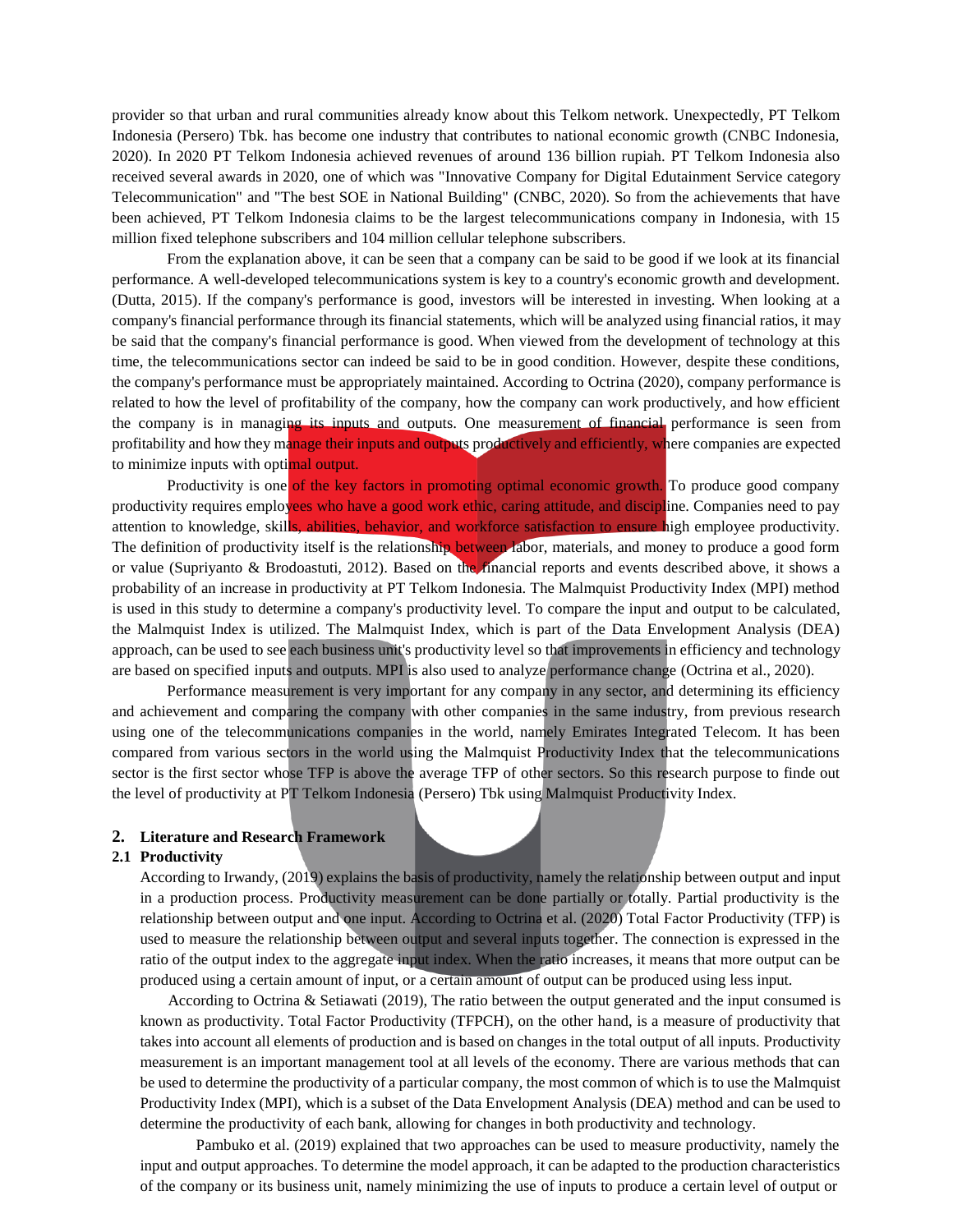provider so that urban and rural communities already know about this Telkom network. Unexpectedly, PT Telkom Indonesia (Persero) Tbk. has become one industry that contributes to national economic growth (CNBC Indonesia, 2020). In 2020 PT Telkom Indonesia achieved revenues of around 136 billion rupiah. PT Telkom Indonesia also received several awards in 2020, one of which was "Innovative Company for Digital Edutainment Service category Telecommunication" and "The best SOE in National Building" (CNBC, 2020). So from the achievements that have been achieved, PT Telkom Indonesia claims to be the largest telecommunications company in Indonesia, with 15 million fixed telephone subscribers and 104 million cellular telephone subscribers.

From the explanation above, it can be seen that a company can be said to be good if we look at its financial performance. A well-developed telecommunications system is key to a country's economic growth and development. (Dutta, 2015). If the company's performance is good, investors will be interested in investing. When looking at a company's financial performance through its financial statements, which will be analyzed using financial ratios, it may be said that the company's financial performance is good. When viewed from the development of technology at this time, the telecommunications sector can indeed be said to be in good condition. However, despite these conditions, the company's performance must be appropriately maintained. According to Octrina (2020), company performance is related to how the level of profitability of the company, how the company can work productively, and how efficient the company is in managing its inputs and outputs. One measurement of financial performance is seen from profitability and how they manage their inputs and outputs productively and efficiently, where companies are expected to minimize inputs with optimal output.

Productivity is one of the key factors in promoting optimal economic growth. To produce good company productivity requires employees who have a good work ethic, caring attitude, and discipline. Companies need to pay attention to knowledge, skills, abilities, behavior, and workforce satisfaction to ensure high employee productivity. The definition of productivity itself is the relationship between labor, materials, and money to produce a good form or value (Supriyanto & Brodoastuti, 2012). Based on the financial reports and events described above, it shows a probability of an increase in productivity at PT Telkom Indonesia. The Malmquist Productivity Index (MPI) method is used in this study to determine a company's productivity level. To compare the input and output to be calculated, the Malmquist Index is utilized. The Malmquist Index, which is part of the Data Envelopment Analysis (DEA) approach, can be used to see each business unit's productivity level so that improvements in efficiency and technology are based on specified inputs and outputs. MPI is also used to analyze performance change (Octrina et al., 2020).

Performance measurement is very important for any company in any sector, and determining its efficiency and achievement and comparing the company with other companies in the same industry, from previous research using one of the telecommunications companies in the world, namely Emirates Integrated Telecom. It has been compared from various sectors in the world using the Malmquist Productivity Index that the telecommunications sector is the first sector whose TFP is above the average TFP of other sectors. So this research purpose to finde out the level of productivity at PT Telkom Indonesia (Persero) Tbk using Malmquist Productivity Index.

## 2. Literature and Research Framework

### 2.1 Productivity

According to Irwandy, (2019) explains the basis of productivity, namely the relationship between output and input in a production process. Productivity measurement can be done partially or totally. Partial productivity is the relationship between output and one input. According to Octrina et al. (2020) Total Factor Productivity (TFP) is used to measure the relationship between output and several inputs together. The connection is expressed in the ratio of the output index to the aggregate input index. When the ratio increases, it means that more output can be produced using a certain amount of input, or a certain amount of output can be produced using less input.

According to Octrina & Setiawati (2019), The ratio between the output generated and the input consumed is known as productivity. Total Factor Productivity (TFPCH), on the other hand, is a measure of productivity that takes into account all elements of production and is based on changes in the total output of all inputs. Productivity measurement is an important management tool at all levels of the economy. There are various methods that can be used to determine the productivity of a particular company, the most common of which is to use the Malmquist Productivity Index (MPI), which is a subset of the Data Envelopment Analysis (DEA) method and can be used to determine the productivity of each bank, allowing for changes in both productivity and technology.

Pambuko et al. (2019) explained that two approaches can be used to measure productivity, namely the input and output approaches. To determine the model approach, it can be adapted to the production characteristics of the company or its business unit, namely minimizing the use of inputs to produce a certain level of output or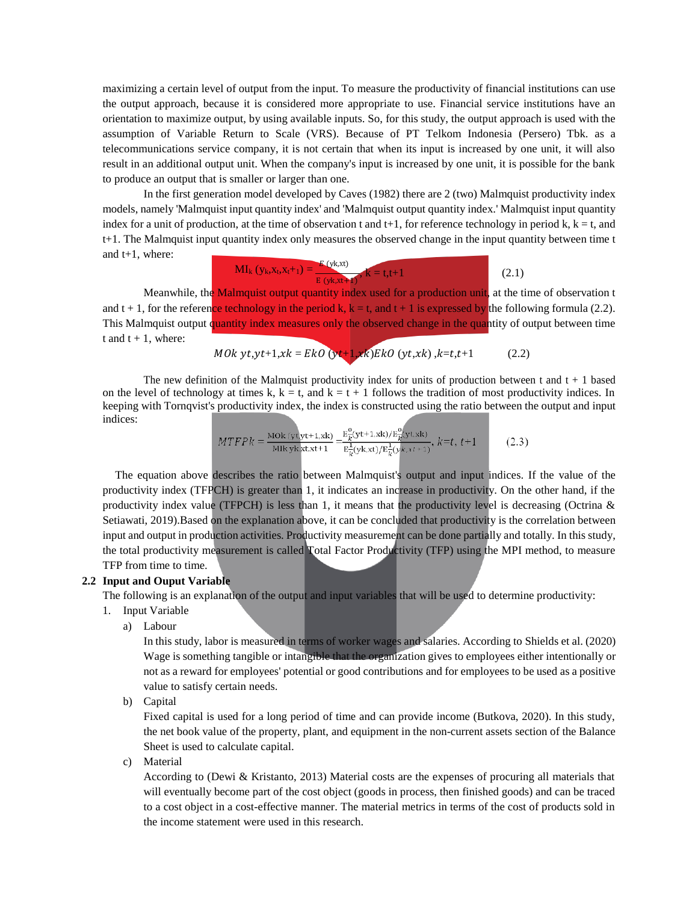maximizing a certain level of output from the input. To measure the productivity of financial institutions can use the output approach, because it is considered more appropriate to use. Financial service institutions have an orientation to maximize output, by using available inputs. So, for this study, the output approach is used with the assumption of Variable Return to Scale (VRS). Because of PT Telkom Indonesia (Persero) Tbk. as a telecommunications service company, it is not certain that when its input is increased by one unit, it will also result in an additional output unit. When the company's input is increased by one unit, it is possible for the bank to produce an output that is smaller or larger than one.

In the first generation model developed by Caves (1982) there are 2 (two) Malmquist productivity index models, namely 'Malmquist input quantity index' and 'Malmquist output quantity index.' Malmquist input quantity index for a unit of production, at the time of observation t and t+1, for reference technology in period k, k = t, and t+1. The Malmquist input quantity index only measures the observed change in the input quantity between time t and t+1, where:

$$MI_k\,(y_k, x_t, x_{t+1}) = \frac{E\,(yk,xt)}{E\,(yk,xt+1)},\ k = t,t+1 \qquad (2.1)$$

Meanwhile, the Malmquist output quantity index used for a production unit, at the time of observation t and t + 1, for the reference technology in the period k, k = t, and t + 1 is expressed by the following formula (2.2). This Malmquist output quantity index measures only the observed change in the quantity of output between time t and t + 1, where:

$$MOk\ yt,yt{+}1,xk = EkO\,(yt{+}1,xk)EkO\,(yt,xk)\ ,k{=}t,t{+}1 \qquad (2.2)$$

The new definition of the Malmquist productivity index for units of production between t and t + 1 based on the level of technology at times k, k = t, and k = t + 1 follows the tradition of most productivity indices. In keeping with Tornqvist's productivity index, the index is constructed using the ratio between the output and input indices:

$$MTFPk = \frac{MOk\,(yt,yt{+}1,xk)}{MIk\,yk\,xt,xt{+}1} = \frac{E_k^0(yt{+}1,xk)/E_k^0(yt,xk)}{E_k^1(yk,xt)/E_k^1(yk,xt{+}1)},\ k{=}t,\ t{+}1 \qquad (2.3)$$

The equation above describes the ratio between Malmquist's output and input indices. If the value of the productivity index (TFPCH) is greater than 1, it indicates an increase in productivity. On the other hand, if the productivity index value (TFPCH) is less than 1, it means that the productivity level is decreasing (Octrina & Setiawati, 2019).Based on the explanation above, it can be concluded that productivity is the correlation between input and output in production activities. Productivity measurement can be done partially and totally. In this study, the total productivity measurement is called Total Factor Productivity (TFP) using the MPI method, to measure TFP from time to time.

## 2.2 Input and Ouput Variable

The following is an explanation of the output and input variables that will be used to determine productivity:

1. Input Variable
   a) Labour

      In this study, labor is measured in terms of worker wages and salaries. According to Shields et al. (2020) Wage is something tangible or intangible that the organization gives to employees either intentionally or not as a reward for employees' potential or good contributions and for employees to be used as a positive value to satisfy certain needs.

   b) Capital

      Fixed capital is used for a long period of time and can provide income (Butkova, 2020). In this study, the net book value of the property, plant, and equipment in the non-current assets section of the Balance Sheet is used to calculate capital.

   c) Material

      According to (Dewi & Kristanto, 2013) Material costs are the expenses of procuring all materials that will eventually become part of the cost object (goods in process, then finished goods) and can be traced to a cost object in a cost-effective manner. The material metrics in terms of the cost of products sold in the income statement were used in this research.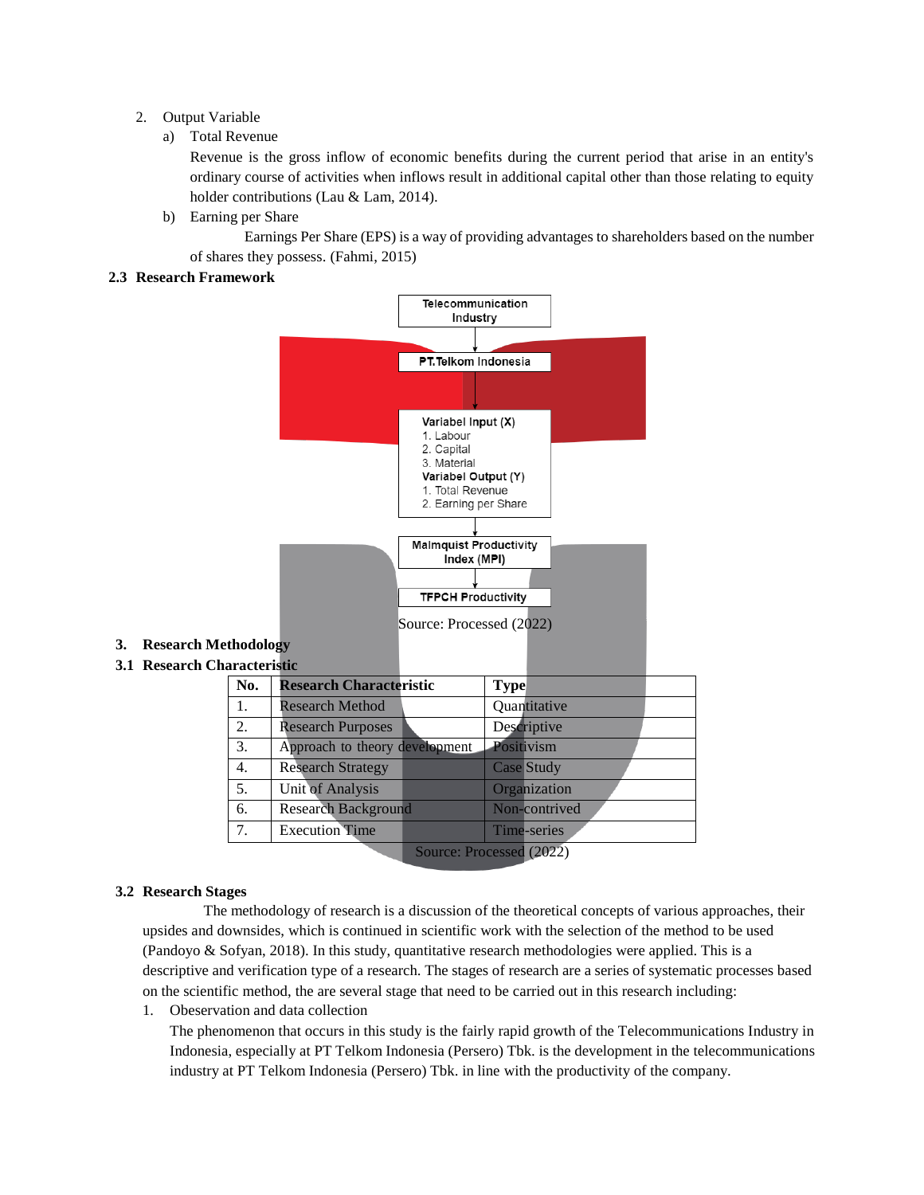2. Output Variable
   a) Total Revenue

      Revenue is the gross inflow of economic benefits during the current period that arise in an entity's ordinary course of activities when inflows result in additional capital other than those relating to equity holder contributions (Lau & Lam, 2014).

   b) Earning per Share

      Earnings Per Share (EPS) is a way of providing advantages to shareholders based on the number of shares they possess. (Fahmi, 2015)

## 2.3 Research Framework

Telecommunication Industry
↓
PT.Telkom Indonesia
↓
**Variabel Input (X)**
1. Labour
2. Capital
3. Material

**Variabel Output (Y)**
1. Total Revenue
2. Earning per Share
↓
Malmquist Productivity Index (MPI)
↓
TFPCH Productivity

Source: Processed (2022)

# 3. Research Methodology

## 3.1 Research Characteristic

| No. | Research Characteristic | Type |
|---|---|---|
| 1. | Research Method | Quantitative |
| 2. | Research Purposes | Descriptive |
| 3. | Approach to theory development | Positivism |
| 4. | Research Strategy | Case Study |
| 5. | Unit of Analysis | Organization |
| 6. | Research Background | Non-contrived |
| 7. | Execution Time | Time-series |

Source: Processed (2022)

## 3.2 Research Stages

The methodology of research is a discussion of the theoretical concepts of various approaches, their upsides and downsides, which is continued in scientific work with the selection of the method to be used (Pandoyo & Sofyan, 2018). In this study, quantitative research methodologies were applied. This is a descriptive and verification type of a research. The stages of research are a series of systematic processes based on the scientific method, the are several stage that need to be carried out in this research including:

1. Obeservation and data collection

   The phenomenon that occurs in this study is the fairly rapid growth of the Telecommunications Industry in Indonesia, especially at PT Telkom Indonesia (Persero) Tbk. is the development in the telecommunications industry at PT Telkom Indonesia (Persero) Tbk. in line with the productivity of the company.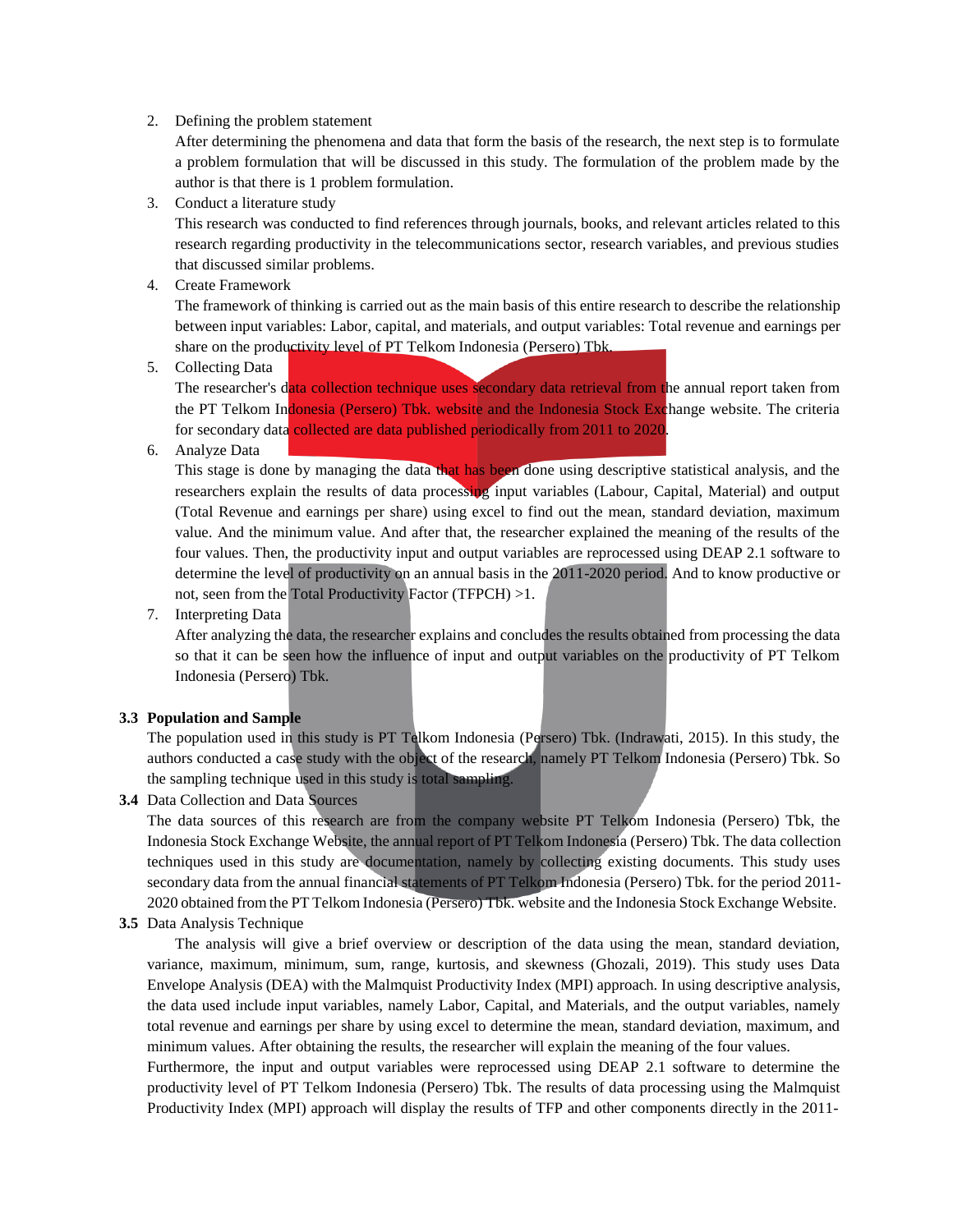2. Defining the problem statement

   After determining the phenomena and data that form the basis of the research, the next step is to formulate a problem formulation that will be discussed in this study. The formulation of the problem made by the author is that there is 1 problem formulation.

3. Conduct a literature study

   This research was conducted to find references through journals, books, and relevant articles related to this research regarding productivity in the telecommunications sector, research variables, and previous studies that discussed similar problems.

4. Create Framework

   The framework of thinking is carried out as the main basis of this entire research to describe the relationship between input variables: Labor, capital, and materials, and output variables: Total revenue and earnings per share on the productivity level of PT Telkom Indonesia (Persero) Tbk.

5. Collecting Data

   The researcher's data collection technique uses secondary data retrieval from the annual report taken from the PT Telkom Indonesia (Persero) Tbk. website and the Indonesia Stock Exchange website. The criteria for secondary data collected are data published periodically from 2011 to 2020.

6. Analyze Data

   This stage is done by managing the data that has been done using descriptive statistical analysis, and the researchers explain the results of data processing input variables (Labour, Capital, Material) and output (Total Revenue and earnings per share) using excel to find out the mean, standard deviation, maximum value. And the minimum value. And after that, the researcher explained the meaning of the results of the four values. Then, the productivity input and output variables are reprocessed using DEAP 2.1 software to determine the level of productivity on an annual basis in the 2011-2020 period. And to know productive or not, seen from the Total Productivity Factor (TFPCH) >1.

7. Interpreting Data

   After analyzing the data, the researcher explains and concludes the results obtained from processing the data so that it can be seen how the influence of input and output variables on the productivity of PT Telkom Indonesia (Persero) Tbk.

### 3.3 Population and Sample

The population used in this study is PT Telkom Indonesia (Persero) Tbk. (Indrawati, 2015). In this study, the authors conducted a case study with the object of the research, namely PT Telkom Indonesia (Persero) Tbk. So the sampling technique used in this study is total sampling.

### 3.4 Data Collection and Data Sources

The data sources of this research are from the company website PT Telkom Indonesia (Persero) Tbk, the Indonesia Stock Exchange Website, the annual report of PT Telkom Indonesia (Persero) Tbk. The data collection techniques used in this study are documentation, namely by collecting existing documents. This study uses secondary data from the annual financial statements of PT Telkom Indonesia (Persero) Tbk. for the period 2011-2020 obtained from the PT Telkom Indonesia (Persero) Tbk. website and the Indonesia Stock Exchange Website.

### 3.5 Data Analysis Technique

The analysis will give a brief overview or description of the data using the mean, standard deviation, variance, maximum, minimum, sum, range, kurtosis, and skewness (Ghozali, 2019). This study uses Data Envelope Analysis (DEA) with the Malmquist Productivity Index (MPI) approach. In using descriptive analysis, the data used include input variables, namely Labor, Capital, and Materials, and the output variables, namely total revenue and earnings per share by using excel to determine the mean, standard deviation, maximum, and minimum values. After obtaining the results, the researcher will explain the meaning of the four values.

Furthermore, the input and output variables were reprocessed using DEAP 2.1 software to determine the productivity level of PT Telkom Indonesia (Persero) Tbk. The results of data processing using the Malmquist Productivity Index (MPI) approach will display the results of TFP and other components directly in the 2011-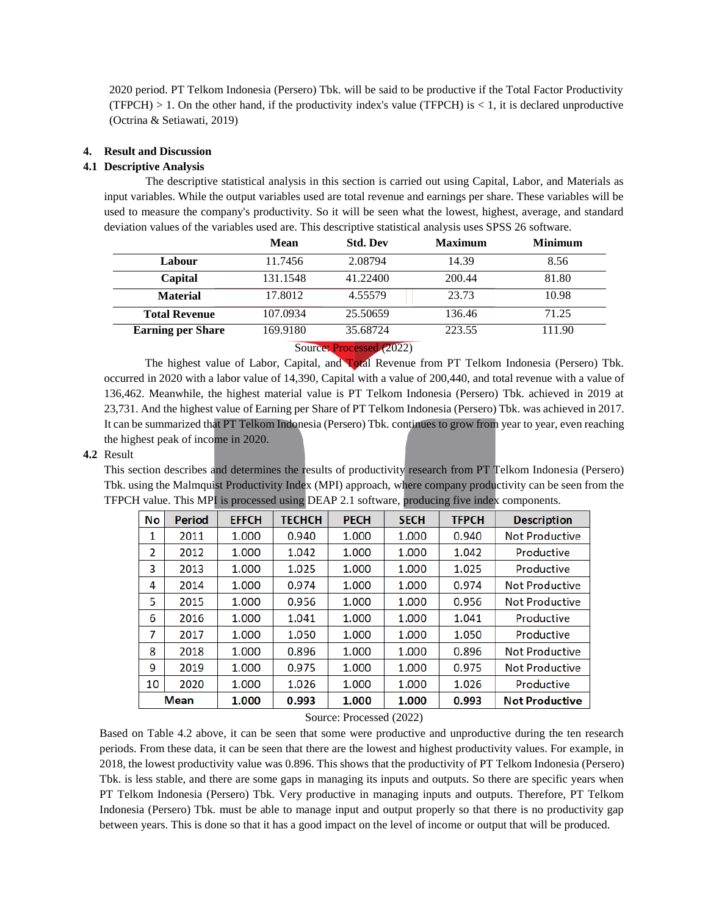2020 period. PT Telkom Indonesia (Persero) Tbk. will be said to be productive if the Total Factor Productivity (TFPCH) > 1. On the other hand, if the productivity index's value (TFPCH) is < 1, it is declared unproductive (Octrina & Setiawati, 2019)

## 4. Result and Discussion

### 4.1 Descriptive Analysis

The descriptive statistical analysis in this section is carried out using Capital, Labor, and Materials as input variables. While the output variables used are total revenue and earnings per share. These variables will be used to measure the company's productivity. So it will be seen what the lowest, highest, average, and standard deviation values of the variables used are. This descriptive statistical analysis uses SPSS 26 software.

| | Mean | Std. Dev | Maximum | Minimum |
|---|---|---|---|---|
| **Labour** | 11.7456 | 2.08794 | 14.39 | 8.56 |
| **Capital** | 131.1548 | 41.22400 | 200.44 | 81.80 |
| **Material** | 17.8012 | 4.55579 | 23.73 | 10.98 |
| **Total Revenue** | 107.0934 | 25.50659 | 136.46 | 71.25 |
| **Earning per Share** | 169.9180 | 35.68724 | 223.55 | 111.90 |

Source: Processed (2022)

The highest value of Labor, Capital, and Total Revenue from PT Telkom Indonesia (Persero) Tbk. occurred in 2020 with a labor value of 14,390, Capital with a value of 200,440, and total revenue with a value of 136,462. Meanwhile, the highest material value is PT Telkom Indonesia (Persero) Tbk. achieved in 2019 at 23,731. And the highest value of Earning per Share of PT Telkom Indonesia (Persero) Tbk. was achieved in 2017. It can be summarized that PT Telkom Indonesia (Persero) Tbk. continues to grow from year to year, even reaching the highest peak of income in 2020.

### 4.2 Result

This section describes and determines the results of productivity research from PT Telkom Indonesia (Persero) Tbk. using the Malmquist Productivity Index (MPI) approach, where company productivity can be seen from the TFPCH value. This MPI is processed using DEAP 2.1 software, producing five index components.

| No | Period | EFFCH | TECHCH | PECH | SECH | TFPCH | Description |
|---|---|---|---|---|---|---|---|
| 1 | 2011 | 1.000 | 0.940 | 1.000 | 1.000 | 0.940 | Not Productive |
| 2 | 2012 | 1.000 | 1.042 | 1.000 | 1.000 | 1.042 | Productive |
| 3 | 2013 | 1.000 | 1.025 | 1.000 | 1.000 | 1.025 | Productive |
| 4 | 2014 | 1.000 | 0.974 | 1.000 | 1.000 | 0.974 | Not Productive |
| 5 | 2015 | 1.000 | 0.956 | 1.000 | 1.000 | 0.956 | Not Productive |
| 6 | 2016 | 1.000 | 1.041 | 1.000 | 1.000 | 1.041 | Productive |
| 7 | 2017 | 1.000 | 1.050 | 1.000 | 1.000 | 1.050 | Productive |
| 8 | 2018 | 1.000 | 0.896 | 1.000 | 1.000 | 0.896 | Not Productive |
| 9 | 2019 | 1.000 | 0.975 | 1.000 | 1.000 | 0.975 | Not Productive |
| 10 | 2020 | 1.000 | 1.026 | 1.000 | 1.000 | 1.026 | Productive |
| **Mean** | | **1.000** | **0.993** | **1.000** | **1.000** | **0.993** | **Not Productive** |

Source: Processed (2022)

Based on Table 4.2 above, it can be seen that some were productive and unproductive during the ten research periods. From these data, it can be seen that there are the lowest and highest productivity values. For example, in 2018, the lowest productivity value was 0.896. This shows that the productivity of PT Telkom Indonesia (Persero) Tbk. is less stable, and there are some gaps in managing its inputs and outputs. So there are specific years when PT Telkom Indonesia (Persero) Tbk. Very productive in managing inputs and outputs. Therefore, PT Telkom Indonesia (Persero) Tbk. must be able to manage input and output properly so that there is no productivity gap between years. This is done so that it has a good impact on the level of income or output that will be produced.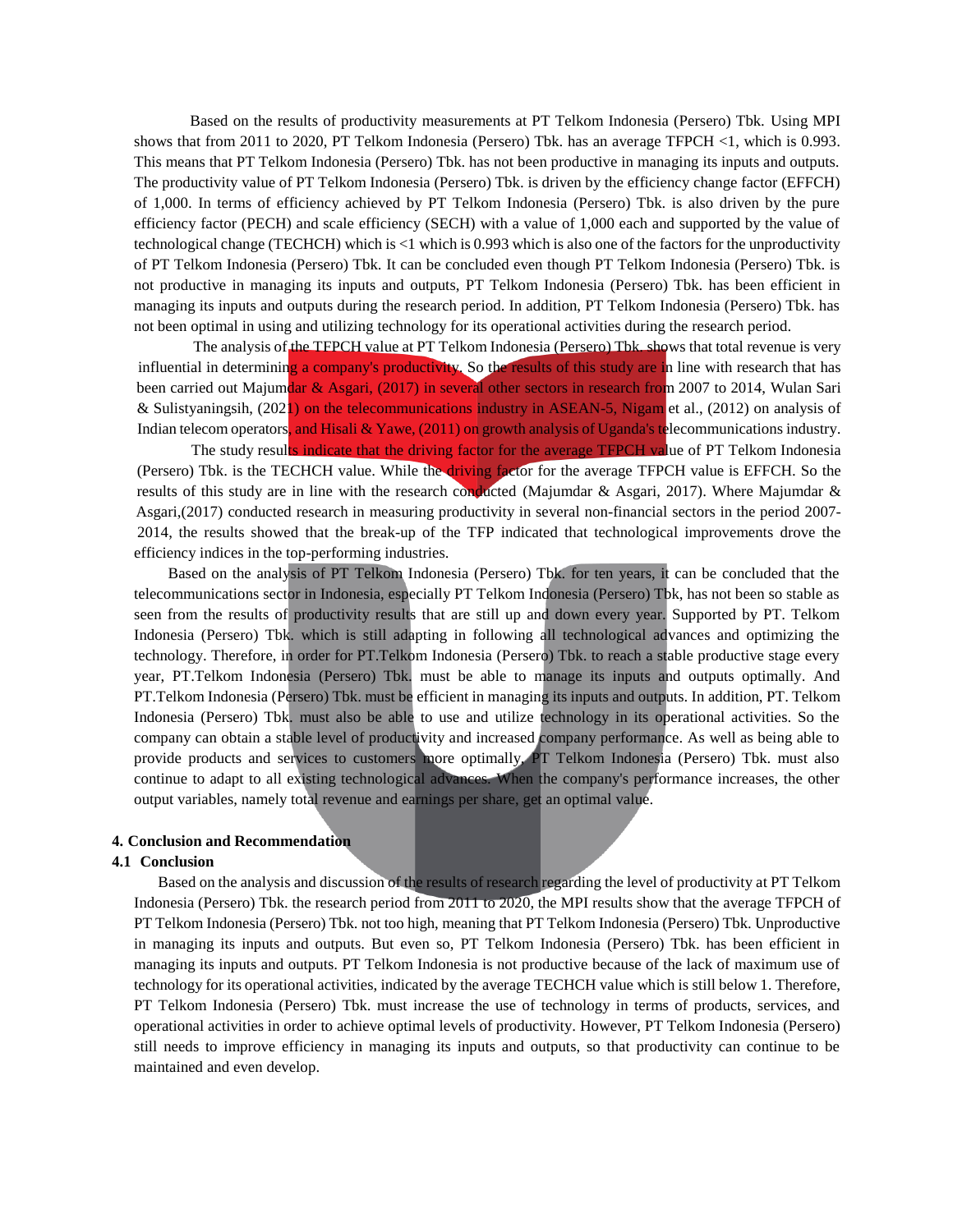Based on the results of productivity measurements at PT Telkom Indonesia (Persero) Tbk. Using MPI shows that from 2011 to 2020, PT Telkom Indonesia (Persero) Tbk. has an average TFPCH <1, which is 0.993. This means that PT Telkom Indonesia (Persero) Tbk. has not been productive in managing its inputs and outputs. The productivity value of PT Telkom Indonesia (Persero) Tbk. is driven by the efficiency change factor (EFFCH) of 1,000. In terms of efficiency achieved by PT Telkom Indonesia (Persero) Tbk. is also driven by the pure efficiency factor (PECH) and scale efficiency (SECH) with a value of 1,000 each and supported by the value of technological change (TECHCH) which is <1 which is 0.993 which is also one of the factors for the unproductivity of PT Telkom Indonesia (Persero) Tbk. It can be concluded even though PT Telkom Indonesia (Persero) Tbk. is not productive in managing its inputs and outputs, PT Telkom Indonesia (Persero) Tbk. has been efficient in managing its inputs and outputs during the research period. In addition, PT Telkom Indonesia (Persero) Tbk. has not been optimal in using and utilizing technology for its operational activities during the research period.

The analysis of the TFPCH value at PT Telkom Indonesia (Persero) Tbk. shows that total revenue is very influential in determining a company's productivity. So the results of this study are in line with research that has been carried out Majumdar & Asgari, (2017) in several other sectors in research from 2007 to 2014, Wulan Sari & Sulistyaningsih, (2021) on the telecommunications industry in ASEAN-5, Nigam et al., (2012) on analysis of Indian telecom operators, and Hisali & Yawe, (2011) on growth analysis of Uganda's telecommunications industry.

The study results indicate that the driving factor for the average TFPCH value of PT Telkom Indonesia (Persero) Tbk. is the TECHCH value. While the driving factor for the average TFPCH value is EFFCH. So the results of this study are in line with the research conducted (Majumdar & Asgari, 2017). Where Majumdar & Asgari,(2017) conducted research in measuring productivity in several non-financial sectors in the period 2007-2014, the results showed that the break-up of the TFP indicated that technological improvements drove the efficiency indices in the top-performing industries.

Based on the analysis of PT Telkom Indonesia (Persero) Tbk. for ten years, it can be concluded that the telecommunications sector in Indonesia, especially PT Telkom Indonesia (Persero) Tbk, has not been so stable as seen from the results of productivity results that are still up and down every year. Supported by PT. Telkom Indonesia (Persero) Tbk. which is still adapting in following all technological advances and optimizing the technology. Therefore, in order for PT.Telkom Indonesia (Persero) Tbk. to reach a stable productive stage every year, PT.Telkom Indonesia (Persero) Tbk. must be able to manage its inputs and outputs optimally. And PT.Telkom Indonesia (Persero) Tbk. must be efficient in managing its inputs and outputs. In addition, PT. Telkom Indonesia (Persero) Tbk. must also be able to use and utilize technology in its operational activities. So the company can obtain a stable level of productivity and increased company performance. As well as being able to provide products and services to customers more optimally, PT Telkom Indonesia (Persero) Tbk. must also continue to adapt to all existing technological advances. When the company's performance increases, the other output variables, namely total revenue and earnings per share, get an optimal value.

## 4. Conclusion and Recommendation

### 4.1 Conclusion

Based on the analysis and discussion of the results of research regarding the level of productivity at PT Telkom Indonesia (Persero) Tbk. the research period from 2011 to 2020, the MPI results show that the average TFPCH of PT Telkom Indonesia (Persero) Tbk. not too high, meaning that PT Telkom Indonesia (Persero) Tbk. Unproductive in managing its inputs and outputs. But even so, PT Telkom Indonesia (Persero) Tbk. has been efficient in managing its inputs and outputs. PT Telkom Indonesia is not productive because of the lack of maximum use of technology for its operational activities, indicated by the average TECHCH value which is still below 1. Therefore, PT Telkom Indonesia (Persero) Tbk. must increase the use of technology in terms of products, services, and operational activities in order to achieve optimal levels of productivity. However, PT Telkom Indonesia (Persero) still needs to improve efficiency in managing its inputs and outputs, so that productivity can continue to be maintained and even develop.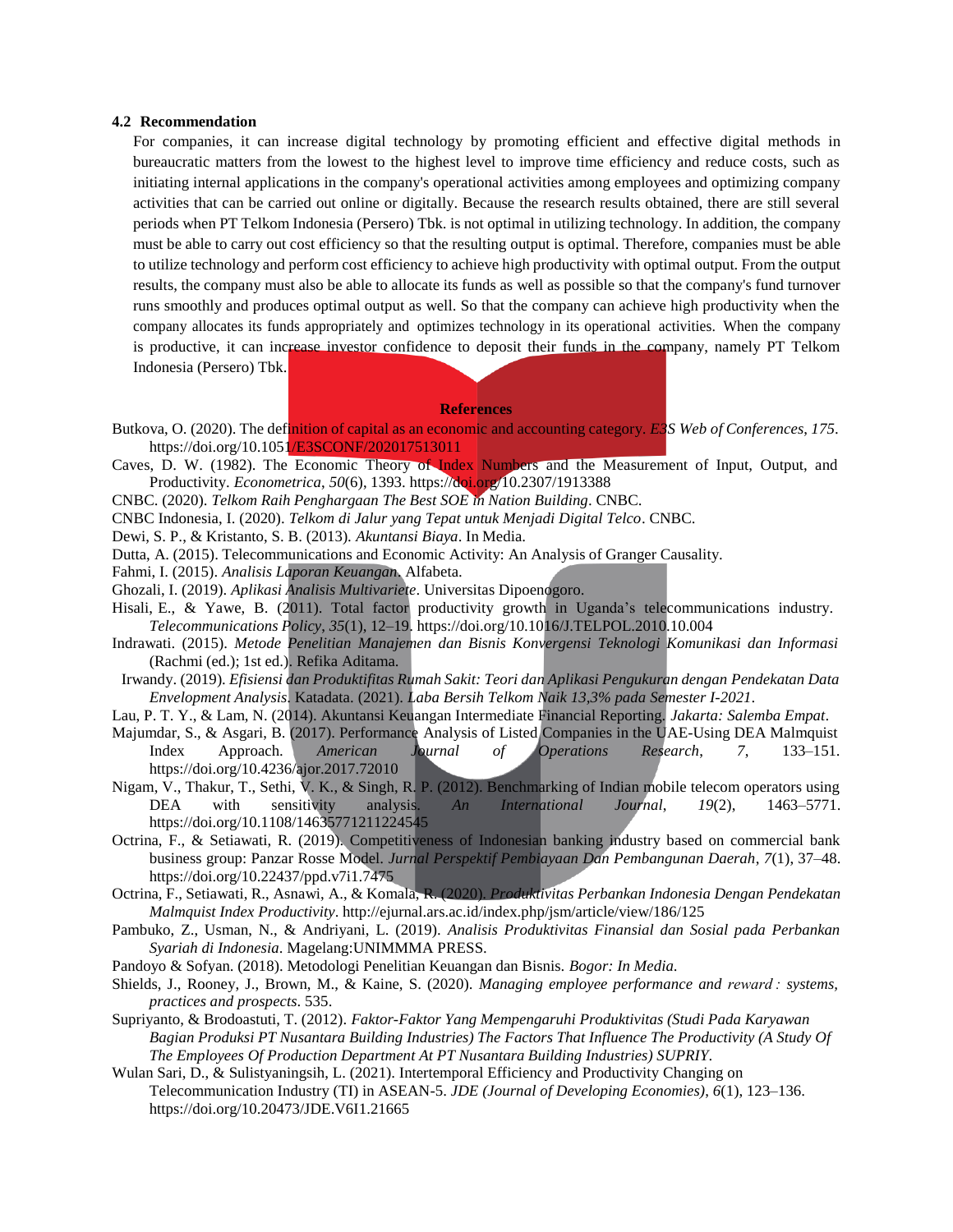### 4.2 Recommendation

For companies, it can increase digital technology by promoting efficient and effective digital methods in bureaucratic matters from the lowest to the highest level to improve time efficiency and reduce costs, such as initiating internal applications in the company's operational activities among employees and optimizing company activities that can be carried out online or digitally. Because the research results obtained, there are still several periods when PT Telkom Indonesia (Persero) Tbk. is not optimal in utilizing technology. In addition, the company must be able to carry out cost efficiency so that the resulting output is optimal. Therefore, companies must be able to utilize technology and perform cost efficiency to achieve high productivity with optimal output. From the output results, the company must also be able to allocate its funds as well as possible so that the company's fund turnover runs smoothly and produces optimal output as well. So that the company can achieve high productivity when the company allocates its funds appropriately and optimizes technology in its operational activities. When the company is productive, it can increase investor confidence to deposit their funds in the company, namely PT Telkom Indonesia (Persero) Tbk.

## References

Butkova, O. (2020). The definition of capital as an economic and accounting category. *E3S Web of Conferences*, *175*. https://doi.org/10.1051/E3SCONF/202017513011

Caves, D. W. (1982). The Economic Theory of Index Numbers and the Measurement of Input, Output, and Productivity. *Econometrica*, *50*(6), 1393. https://doi.org/10.2307/1913388

CNBC. (2020). *Telkom Raih Penghargaan The Best SOE in Nation Building*. CNBC.

CNBC Indonesia, I. (2020). *Telkom di Jalur yang Tepat untuk Menjadi Digital Telco*. CNBC.

Dewi, S. P., & Kristanto, S. B. (2013). *Akuntansi Biaya*. In Media.

Dutta, A. (2015). Telecommunications and Economic Activity: An Analysis of Granger Causality.

Fahmi, I. (2015). *Analisis Laporan Keuangan*. Alfabeta.

Ghozali, I. (2019). *Aplikasi Analisis Multivariete*. Universitas Dipoenogoro.

Hisali, E., & Yawe, B. (2011). Total factor productivity growth in Uganda's telecommunications industry. *Telecommunications Policy*, *35*(1), 12–19. https://doi.org/10.1016/J.TELPOL.2010.10.004

Indrawati. (2015). *Metode Penelitian Manajemen dan Bisnis Konvergensi Teknologi Komunikasi dan Informasi* (Rachmi (ed.); 1st ed.). Refika Aditama.

Irwandy. (2019). *Efisiensi dan Produktifitas Rumah Sakit: Teori dan Aplikasi Pengukuran dengan Pendekatan Data Envelopment Analysis*. Katadata. (2021). *Laba Bersih Telkom Naik 13,3% pada Semester I-2021*.

Lau, P. T. Y., & Lam, N. (2014). Akuntansi Keuangan Intermediate Financial Reporting. *Jakarta: Salemba Empat*.

Majumdar, S., & Asgari, B. (2017). Performance Analysis of Listed Companies in the UAE-Using DEA Malmquist Index Approach. *American Journal of Operations Research*, *7*, 133–151. https://doi.org/10.4236/ajor.2017.72010

Nigam, V., Thakur, T., Sethi, V. K., & Singh, R. P. (2012). Benchmarking of Indian mobile telecom operators using DEA with sensitivity analysis. *An International Journal*, *19*(2), 1463–5771. https://doi.org/10.1108/14635771211224545

Octrina, F., & Setiawati, R. (2019). Competitiveness of Indonesian banking industry based on commercial bank business group: Panzar Rosse Model. *Jurnal Perspektif Pembiayaan Dan Pembangunan Daerah*, *7*(1), 37–48. https://doi.org/10.22437/ppd.v7i1.7475

Octrina, F., Setiawati, R., Asnawi, A., & Komala, R. (2020). *Produktivitas Perbankan Indonesia Dengan Pendekatan Malmquist Index Productivity*. http://ejurnal.ars.ac.id/index.php/jsm/article/view/186/125

Pambuko, Z., Usman, N., & Andriyani, L. (2019). *Analisis Produktivitas Finansial dan Sosial pada Perbankan Syariah di Indonesia*. Magelang:UNIMMMA PRESS.

Pandoyo & Sofyan. (2018). Metodologi Penelitian Keuangan dan Bisnis. *Bogor: In Media*.

Shields, J., Rooney, J., Brown, M., & Kaine, S. (2020). *Managing employee performance and reward : systems, practices and prospects*. 535.

Supriyanto, & Brodoastuti, T. (2012). *Faktor-Faktor Yang Mempengaruhi Produktivitas (Studi Pada Karyawan Bagian Produksi PT Nusantara Building Industries) The Factors That Influence The Productivity (A Study Of The Employees Of Production Department At PT Nusantara Building Industries) SUPRIY*.

Wulan Sari, D., & Sulistyaningsih, L. (2021). Intertemporal Efficiency and Productivity Changing on Telecommunication Industry (TI) in ASEAN-5. *JDE (Journal of Developing Economies)*, *6*(1), 123–136. https://doi.org/10.20473/JDE.V6I1.21665